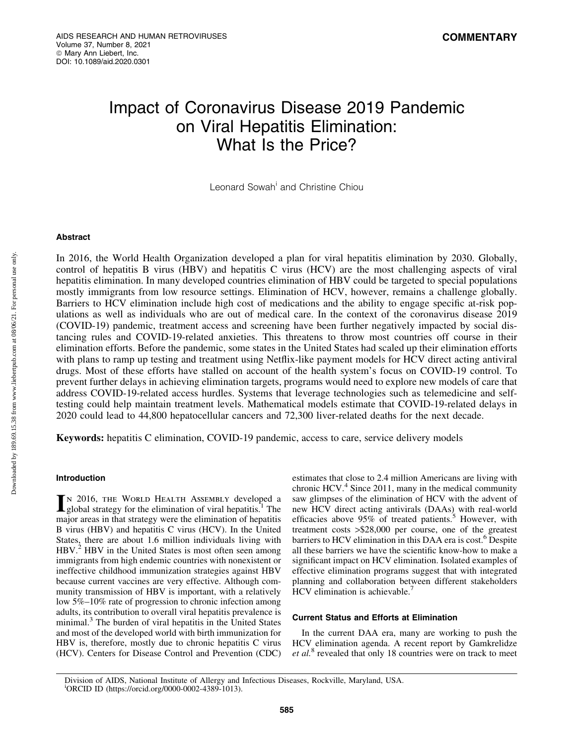**COMMENTARY**

# Impact of Coronavirus Disease 2019 Pandemic on Viral Hepatitis Elimination: What Is the Price?

Leonard Sowah[i] and Christine Chiou

## Abstract

In 2016, the World Health Organization developed a plan for viral hepatitis elimination by 2030. Globally, control of hepatitis B virus (HBV) and hepatitis C virus (HCV) are the most challenging aspects of viral hepatitis elimination. In many developed countries elimination of HBV could be targeted to special populations mostly immigrants from low resource settings. Elimination of HCV, however, remains a challenge globally. Barriers to HCV elimination include high cost of medications and the ability to engage specific at-risk populations as well as individuals who are out of medical care. In the context of the coronavirus disease 2019 (COVID-19) pandemic, treatment access and screening have been further negatively impacted by social distancing rules and COVID-19-related anxieties. This threatens to throw most countries off course in their elimination efforts. Before the pandemic, some states in the United States had scaled up their elimination efforts with plans to ramp up testing and treatment using Netflix-like payment models for HCV direct acting antiviral drugs. Most of these efforts have stalled on account of the health system's focus on COVID-19 control. To prevent further delays in achieving elimination targets, programs would need to explore new models of care that address COVID-19-related access hurdles. Systems that leverage technologies such as telemedicine and self-testing could help maintain treatment levels. Mathematical models estimate that COVID-19-related delays in 2020 could lead to 44,800 hepatocellular cancers and 72,300 liver-related deaths for the next decade.

**Keywords:** hepatitis C elimination, COVID-19 pandemic, access to care, service delivery models

## Introduction

In 2016, the World Health Assembly developed a global strategy for the elimination of viral hepatitis.[1] The major areas in that strategy were the elimination of hepatitis B virus (HBV) and hepatitis C virus (HCV). In the United States, there are about 1.6 million individuals living with HBV.[2] HBV in the United States is most often seen among immigrants from high endemic countries with nonexistent or ineffective childhood immunization strategies against HBV because current vaccines are very effective. Although community transmission of HBV is important, with a relatively low 5%–10% rate of progression to chronic infection among adults, its contribution to overall viral hepatitis prevalence is minimal.[3] The burden of viral hepatitis in the United States and most of the developed world with birth immunization for HBV is, therefore, mostly due to chronic hepatitis C virus (HCV). Centers for Disease Control and Prevention (CDC) estimates that close to 2.4 million Americans are living with chronic HCV.[4] Since 2011, many in the medical community saw glimpses of the elimination of HCV with the advent of new HCV direct acting antivirals (DAAs) with real-world efficacies above 95% of treated patients.[5] However, with treatment costs >$28,000 per course, one of the greatest barriers to HCV elimination in this DAA era is cost.[6] Despite all these barriers we have the scientific know-how to make a significant impact on HCV elimination. Isolated examples of effective elimination programs suggest that with integrated planning and collaboration between different stakeholders HCV elimination is achievable.[7]

## Current Status and Efforts at Elimination

In the current DAA era, many are working to push the HCV elimination agenda. A recent report by Gamkrelidze *et al.*[8] revealed that only 18 countries were on track to meet

Division of AIDS, National Institute of Allergy and Infectious Diseases, Rockville, Maryland, USA.
[i]ORCID ID (https://orcid.org/0000-0002-4389-1013).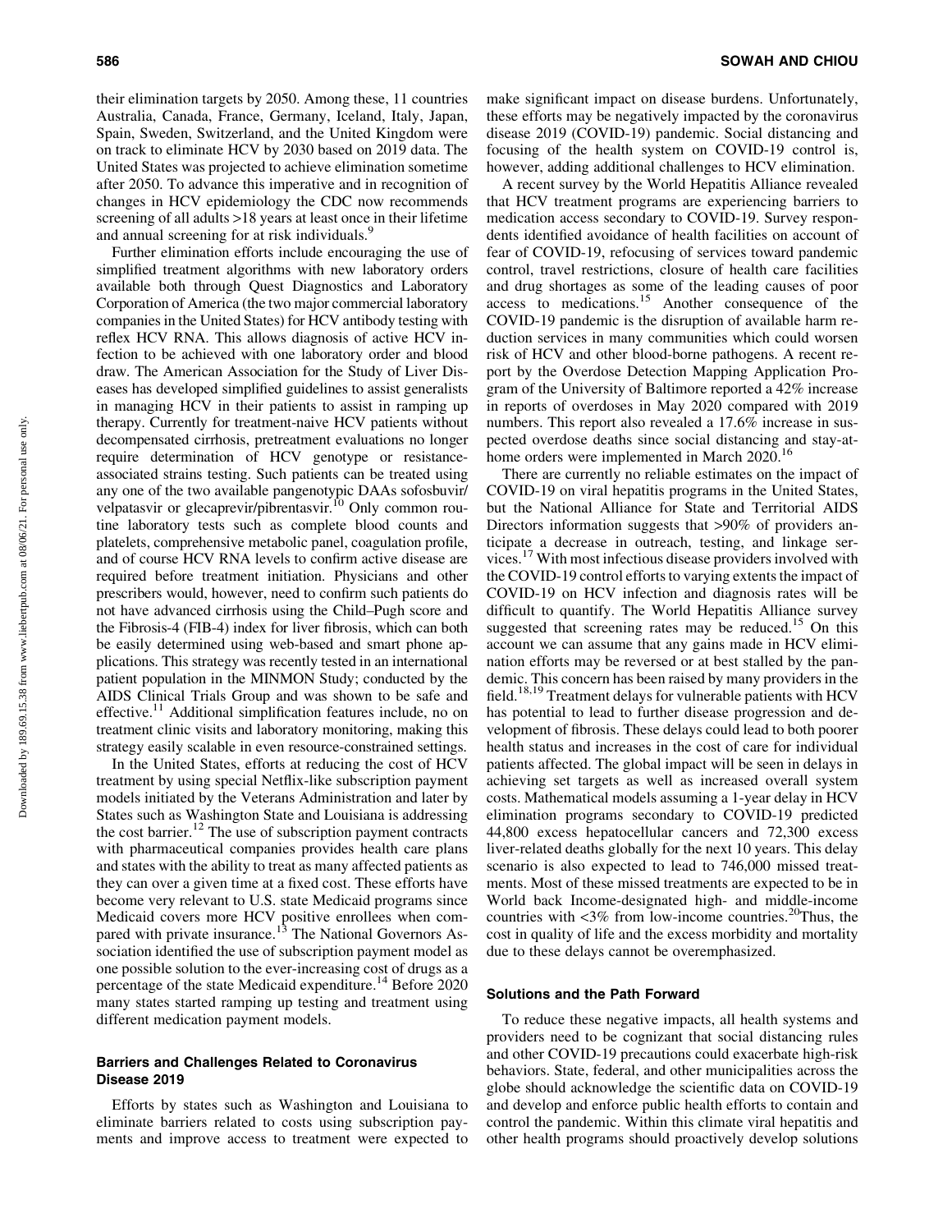their elimination targets by 2050. Among these, 11 countries Australia, Canada, France, Germany, Iceland, Italy, Japan, Spain, Sweden, Switzerland, and the United Kingdom were on track to eliminate HCV by 2030 based on 2019 data. The United States was projected to achieve elimination sometime after 2050. To advance this imperative and in recognition of changes in HCV epidemiology the CDC now recommends screening of all adults >18 years at least once in their lifetime and annual screening for at risk individuals.[9]

Further elimination efforts include encouraging the use of simplified treatment algorithms with new laboratory orders available both through Quest Diagnostics and Laboratory Corporation of America (the two major commercial laboratory companies in the United States) for HCV antibody testing with reflex HCV RNA. This allows diagnosis of active HCV infection to be achieved with one laboratory order and blood draw. The American Association for the Study of Liver Diseases has developed simplified guidelines to assist generalists in managing HCV in their patients to assist in ramping up therapy. Currently for treatment-naive HCV patients without decompensated cirrhosis, pretreatment evaluations no longer require determination of HCV genotype or resistance-associated strains testing. Such patients can be treated using any one of the two available pangenotypic DAAs sofosbuvir/velpatasvir or glecaprevir/pibrentasvir.[10] Only common routine laboratory tests such as complete blood counts and platelets, comprehensive metabolic panel, coagulation profile, and of course HCV RNA levels to confirm active disease are required before treatment initiation. Physicians and other prescribers would, however, need to confirm such patients do not have advanced cirrhosis using the Child–Pugh score and the Fibrosis-4 (FIB-4) index for liver fibrosis, which can both be easily determined using web-based and smart phone applications. This strategy was recently tested in an international patient population in the MINMON Study; conducted by the AIDS Clinical Trials Group and was shown to be safe and effective.[11] Additional simplification features include, no on treatment clinic visits and laboratory monitoring, making this strategy easily scalable in even resource-constrained settings.

In the United States, efforts at reducing the cost of HCV treatment by using special Netflix-like subscription payment models initiated by the Veterans Administration and later by States such as Washington State and Louisiana is addressing the cost barrier.[12] The use of subscription payment contracts with pharmaceutical companies provides health care plans and states with the ability to treat as many affected patients as they can over a given time at a fixed cost. These efforts have become very relevant to U.S. state Medicaid programs since Medicaid covers more HCV positive enrollees when compared with private insurance.[13] The National Governors Association identified the use of subscription payment model as one possible solution to the ever-increasing cost of drugs as a percentage of the state Medicaid expenditure.[14] Before 2020 many states started ramping up testing and treatment using different medication payment models.

### Barriers and Challenges Related to Coronavirus Disease 2019

Efforts by states such as Washington and Louisiana to eliminate barriers related to costs using subscription payments and improve access to treatment were expected to make significant impact on disease burdens. Unfortunately, these efforts may be negatively impacted by the coronavirus disease 2019 (COVID-19) pandemic. Social distancing and focusing of the health system on COVID-19 control is, however, adding additional challenges to HCV elimination.

A recent survey by the World Hepatitis Alliance revealed that HCV treatment programs are experiencing barriers to medication access secondary to COVID-19. Survey respondents identified avoidance of health facilities on account of fear of COVID-19, refocusing of services toward pandemic control, travel restrictions, closure of health care facilities and drug shortages as some of the leading causes of poor access to medications.[15] Another consequence of the COVID-19 pandemic is the disruption of available harm reduction services in many communities which could worsen risk of HCV and other blood-borne pathogens. A recent report by the Overdose Detection Mapping Application Program of the University of Baltimore reported a 42% increase in reports of overdoses in May 2020 compared with 2019 numbers. This report also revealed a 17.6% increase in suspected overdose deaths since social distancing and stay-at-home orders were implemented in March 2020.[16]

There are currently no reliable estimates on the impact of COVID-19 on viral hepatitis programs in the United States, but the National Alliance for State and Territorial AIDS Directors information suggests that >90% of providers anticipate a decrease in outreach, testing, and linkage services.[17] With most infectious disease providers involved with the COVID-19 control efforts to varying extents the impact of COVID-19 on HCV infection and diagnosis rates will be difficult to quantify. The World Hepatitis Alliance survey suggested that screening rates may be reduced.[15] On this account we can assume that any gains made in HCV elimination efforts may be reversed or at best stalled by the pandemic. This concern has been raised by many providers in the field.[18,19] Treatment delays for vulnerable patients with HCV has potential to lead to further disease progression and development of fibrosis. These delays could lead to both poorer health status and increases in the cost of care for individual patients affected. The global impact will be seen in delays in achieving set targets as well as increased overall system costs. Mathematical models assuming a 1-year delay in HCV elimination programs secondary to COVID-19 predicted 44,800 excess hepatocellular cancers and 72,300 excess liver-related deaths globally for the next 10 years. This delay scenario is also expected to lead to 746,000 missed treatments. Most of these missed treatments are expected to be in World back Income-designated high- and middle-income countries with <3% from low-income countries.[20] Thus, the cost in quality of life and the excess morbidity and mortality due to these delays cannot be overemphasized.

### Solutions and the Path Forward

To reduce these negative impacts, all health systems and providers need to be cognizant that social distancing rules and other COVID-19 precautions could exacerbate high-risk behaviors. State, federal, and other municipalities across the globe should acknowledge the scientific data on COVID-19 and develop and enforce public health efforts to contain and control the pandemic. Within this climate viral hepatitis and other health programs should proactively develop solutions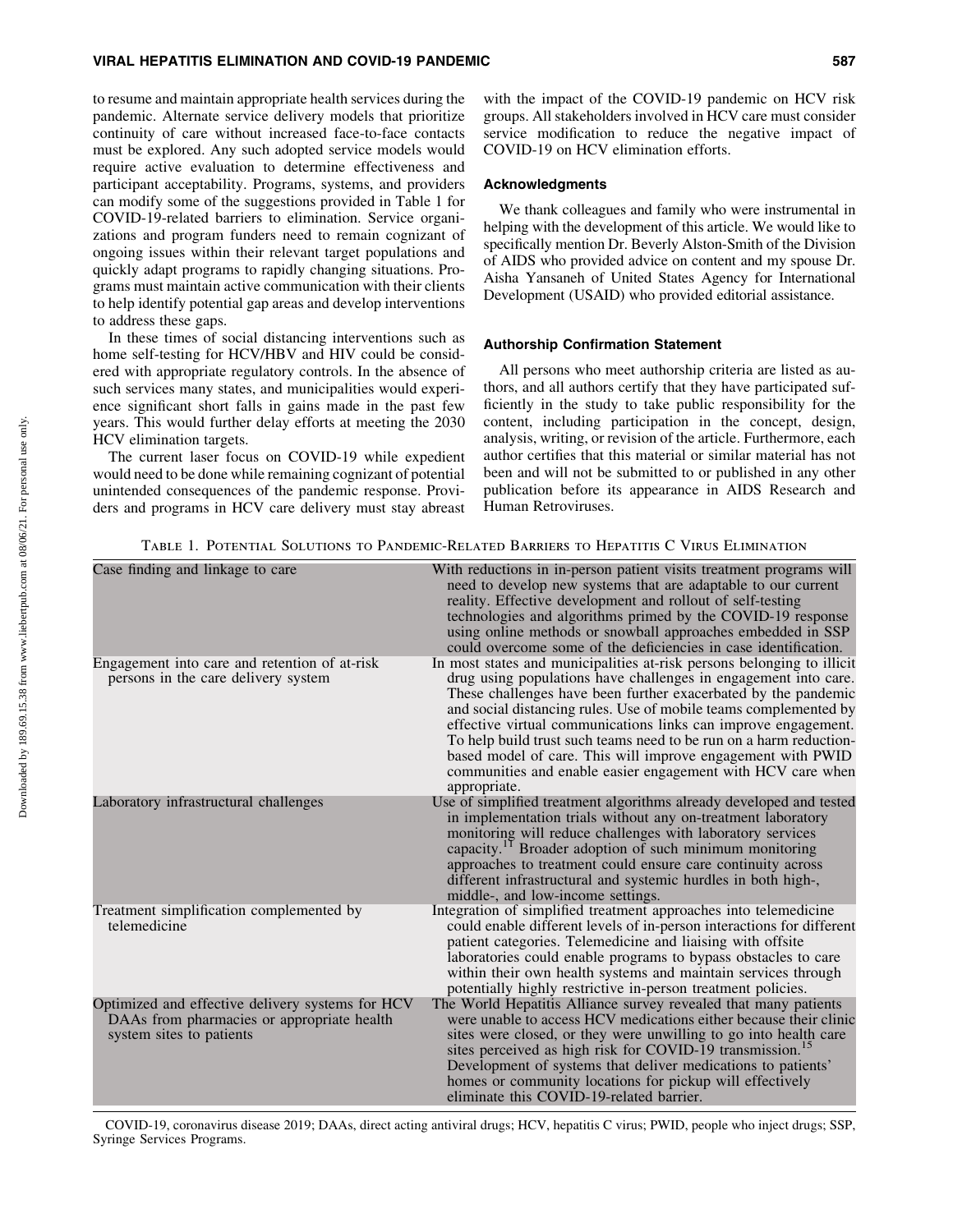to resume and maintain appropriate health services during the pandemic. Alternate service delivery models that prioritize continuity of care without increased face-to-face contacts must be explored. Any such adopted service models would require active evaluation to determine effectiveness and participant acceptability. Programs, systems, and providers can modify some of the suggestions provided in Table 1 for COVID-19-related barriers to elimination. Service organizations and program funders need to remain cognizant of ongoing issues within their relevant target populations and quickly adapt programs to rapidly changing situations. Programs must maintain active communication with their clients to help identify potential gap areas and develop interventions to address these gaps.

In these times of social distancing interventions such as home self-testing for HCV/HBV and HIV could be considered with appropriate regulatory controls. In the absence of such services many states, and municipalities would experience significant short falls in gains made in the past few years. This would further delay efforts at meeting the 2030 HCV elimination targets.

The current laser focus on COVID-19 while expedient would need to be done while remaining cognizant of potential unintended consequences of the pandemic response. Providers and programs in HCV care delivery must stay abreast with the impact of the COVID-19 pandemic on HCV risk groups. All stakeholders involved in HCV care must consider service modification to reduce the negative impact of COVID-19 on HCV elimination efforts.

## Acknowledgments

We thank colleagues and family who were instrumental in helping with the development of this article. We would like to specifically mention Dr. Beverly Alston-Smith of the Division of AIDS who provided advice on content and my spouse Dr. Aisha Yansaneh of United States Agency for International Development (USAID) who provided editorial assistance.

## Authorship Confirmation Statement

All persons who meet authorship criteria are listed as authors, and all authors certify that they have participated sufficiently in the study to take public responsibility for the content, including participation in the concept, design, analysis, writing, or revision of the article. Furthermore, each author certifies that this material or similar material has not been and will not be submitted to or published in any other publication before its appearance in AIDS Research and Human Retroviruses.

Table 1. Potential Solutions to Pandemic-Related Barriers to Hepatitis C Virus Elimination

| Barrier | Potential solution |
|---|---|
| Case finding and linkage to care | With reductions in in-person patient visits treatment programs will need to develop new systems that are adaptable to our current reality. Effective development and rollout of self-testing technologies and algorithms primed by the COVID-19 response using online methods or snowball approaches embedded in SSP could overcome some of the deficiencies in case identification. |
| Engagement into care and retention of at-risk persons in the care delivery system | In most states and municipalities at-risk persons belonging to illicit drug using populations have challenges in engagement into care. These challenges have been further exacerbated by the pandemic and social distancing rules. Use of mobile teams complemented by effective virtual communications links can improve engagement. To help build trust such teams need to be run on a harm reduction-based model of care. This will improve engagement with PWID communities and enable easier engagement with HCV care when appropriate. |
| Laboratory infrastructural challenges | Use of simplified treatment algorithms already developed and tested in implementation trials without any on-treatment laboratory monitoring will reduce challenges with laboratory services capacity.[11] Broader adoption of such minimum monitoring approaches to treatment could ensure care continuity across different infrastructural and systemic hurdles in both high-, middle-, and low-income settings. |
| Treatment simplification complemented by telemedicine | Integration of simplified treatment approaches into telemedicine could enable different levels of in-person interactions for different patient categories. Telemedicine and liaising with offsite laboratories could enable programs to bypass obstacles to care within their own health systems and maintain services through potentially highly restrictive in-person treatment policies. |
| Optimized and effective delivery systems for HCV DAAs from pharmacies or appropriate health system sites to patients | The World Hepatitis Alliance survey revealed that many patients were unable to access HCV medications either because their clinic sites were closed, or they were unwilling to go into health care sites perceived as high risk for COVID-19 transmission.[15] Development of systems that deliver medications to patients' homes or community locations for pickup will effectively eliminate this COVID-19-related barrier. |

COVID-19, coronavirus disease 2019; DAAs, direct acting antiviral drugs; HCV, hepatitis C virus; PWID, people who inject drugs; SSP, Syringe Services Programs.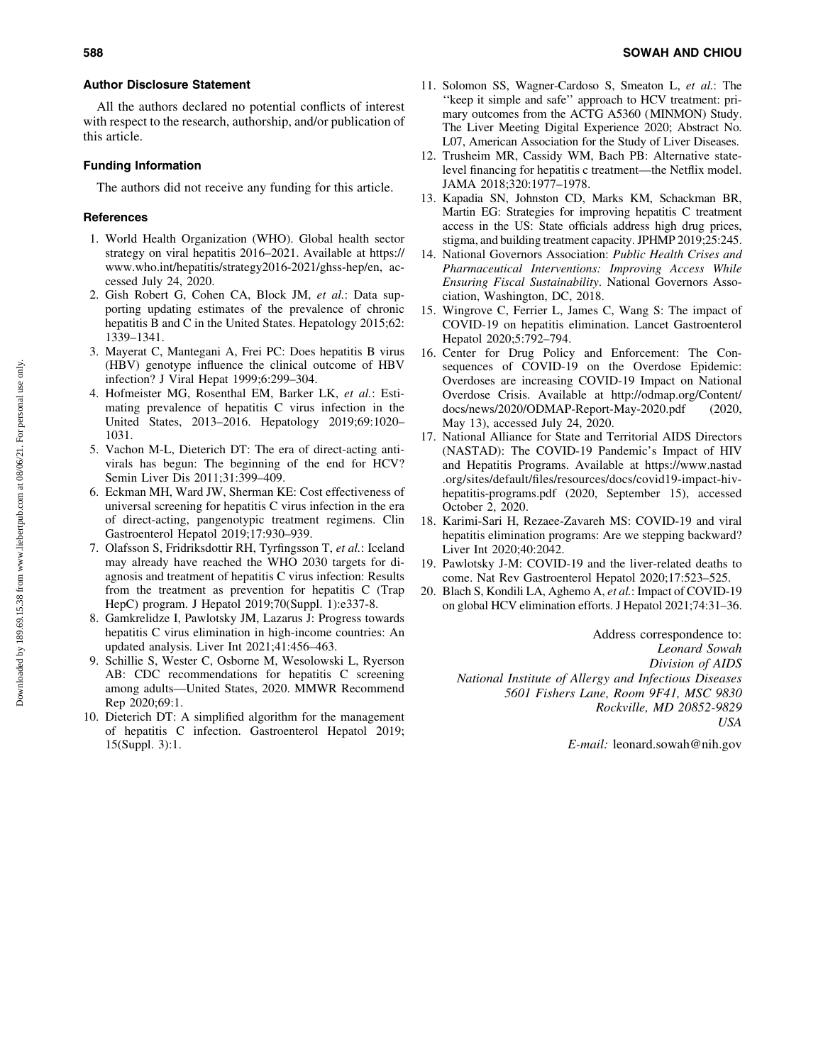### Author Disclosure Statement

All the authors declared no potential conflicts of interest with respect to the research, authorship, and/or publication of this article.

### Funding Information

The authors did not receive any funding for this article.

### References

1. World Health Organization (WHO). Global health sector strategy on viral hepatitis 2016–2021. Available at https://www.who.int/hepatitis/strategy2016-2021/ghss-hep/en, accessed July 24, 2020.
2. Gish Robert G, Cohen CA, Block JM, *et al.*: Data supporting updating estimates of the prevalence of chronic hepatitis B and C in the United States. Hepatology 2015;62:1339–1341.
3. Mayerat C, Mantegani A, Frei PC: Does hepatitis B virus (HBV) genotype influence the clinical outcome of HBV infection? J Viral Hepat 1999;6:299–304.
4. Hofmeister MG, Rosenthal EM, Barker LK, *et al.*: Estimating prevalence of hepatitis C virus infection in the United States, 2013–2016. Hepatology 2019;69:1020–1031.
5. Vachon M-L, Dieterich DT: The era of direct-acting antivirals has begun: The beginning of the end for HCV? Semin Liver Dis 2011;31:399–409.
6. Eckman MH, Ward JW, Sherman KE: Cost effectiveness of universal screening for hepatitis C virus infection in the era of direct-acting, pangenotypic treatment regimens. Clin Gastroenterol Hepatol 2019;17:930–939.
7. Olafsson S, Fridriksdottir RH, Tyrfingsson T, *et al.*: Iceland may already have reached the WHO 2030 targets for diagnosis and treatment of hepatitis C virus infection: Results from the treatment as prevention for hepatitis C (Trap HepC) program. J Hepatol 2019;70(Suppl. 1):e337-8.
8. Gamkrelidze I, Pawlotsky JM, Lazarus J: Progress towards hepatitis C virus elimination in high-income countries: An updated analysis. Liver Int 2021;41:456–463.
9. Schillie S, Wester C, Osborne M, Wesolowski L, Ryerson AB: CDC recommendations for hepatitis C screening among adults—United States, 2020. MMWR Recommend Rep 2020;69:1.
10. Dieterich DT: A simplified algorithm for the management of hepatitis C infection. Gastroenterol Hepatol 2019; 15(Suppl. 3):1.
11. Solomon SS, Wagner-Cardoso S, Smeaton L, *et al.*: The ''keep it simple and safe'' approach to HCV treatment: primary outcomes from the ACTG A5360 (MINMON) Study. The Liver Meeting Digital Experience 2020; Abstract No. L07, American Association for the Study of Liver Diseases.
12. Trusheim MR, Cassidy WM, Bach PB: Alternative state-level financing for hepatitis c treatment—the Netflix model. JAMA 2018;320:1977–1978.
13. Kapadia SN, Johnston CD, Marks KM, Schackman BR, Martin EG: Strategies for improving hepatitis C treatment access in the US: State officials address high drug prices, stigma, and building treatment capacity. JPHMP 2019;25:245.
14. National Governors Association: *Public Health Crises and Pharmaceutical Interventions: Improving Access While Ensuring Fiscal Sustainability*. National Governors Association, Washington, DC, 2018.
15. Wingrove C, Ferrier L, James C, Wang S: The impact of COVID-19 on hepatitis elimination. Lancet Gastroenterol Hepatol 2020;5:792–794.
16. Center for Drug Policy and Enforcement: The Consequences of COVID-19 on the Overdose Epidemic: Overdoses are increasing COVID-19 Impact on National Overdose Crisis. Available at http://odmap.org/Content/docs/news/2020/ODMAP-Report-May-2020.pdf (2020, May 13), accessed July 24, 2020.
17. National Alliance for State and Territorial AIDS Directors (NASTAD): The COVID-19 Pandemic's Impact of HIV and Hepatitis Programs. Available at https://www.nastad.org/sites/default/files/resources/docs/covid19-impact-hiv-hepatitis-programs.pdf (2020, September 15), accessed October 2, 2020.
18. Karimi-Sari H, Rezaee-Zavareh MS: COVID-19 and viral hepatitis elimination programs: Are we stepping backward? Liver Int 2020;40:2042.
19. Pawlotsky J-M: COVID-19 and the liver-related deaths to come. Nat Rev Gastroenterol Hepatol 2020;17:523–525.
20. Blach S, Kondili LA, Aghemo A, *et al.*: Impact of COVID-19 on global HCV elimination efforts. J Hepatol 2021;74:31–36.

Address correspondence to:
*Leonard Sowah*
*Division of AIDS*
*National Institute of Allergy and Infectious Diseases*
*5601 Fishers Lane, Room 9F41, MSC 9830*
*Rockville, MD 20852-9829*
*USA*

*E-mail:* leonard.sowah@nih.gov